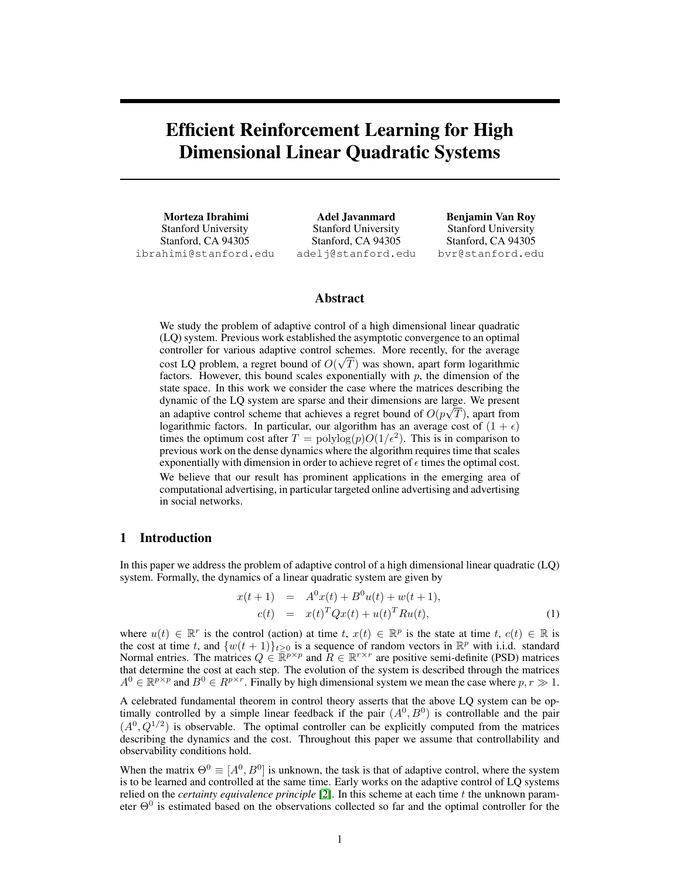# Efficient Reinforcement Learning for High Dimensional Linear Quadratic Systems

**Morteza Ibrahimi**
Stanford University
Stanford, CA 94305
ibrahimi@stanford.edu

**Adel Javanmard**
Stanford University
Stanford, CA 94305
adelj@stanford.edu

**Benjamin Van Roy**
Stanford University
Stanford, CA 94305
bvr@stanford.edu

## Abstract

We study the problem of adaptive control of a high dimensional linear quadratic (LQ) system. Previous work established the asymptotic convergence to an optimal controller for various adaptive control schemes. More recently, for the average cost LQ problem, a regret bound of $O(\sqrt{T})$ was shown, apart form logarithmic factors. However, this bound scales exponentially with $p$, the dimension of the state space. In this work we consider the case where the matrices describing the dynamic of the LQ system are sparse and their dimensions are large. We present an adaptive control scheme that achieves a regret bound of $O(p\sqrt{T})$, apart from logarithmic factors. In particular, our algorithm has an average cost of $(1+\epsilon)$ times the optimum cost after $T = \text{polylog}(p)O(1/\epsilon^2)$. This is in comparison to previous work on the dense dynamics where the algorithm requires time that scales exponentially with dimension in order to achieve regret of $\epsilon$ times the optimal cost.

We believe that our result has prominent applications in the emerging area of computational advertising, in particular targeted online advertising and advertising in social networks.

## 1 Introduction

In this paper we address the problem of adaptive control of a high dimensional linear quadratic (LQ) system. Formally, the dynamics of a linear quadratic system are given by

$$
\begin{aligned}
x(t+1) &= A^0 x(t) + B^0 u(t) + w(t+1), \\
c(t) &= x(t)^T Q x(t) + u(t)^T R u(t),
\end{aligned}
\tag{1}
$$

where $u(t) \in \mathbb{R}^r$ is the control (action) at time $t$, $x(t) \in \mathbb{R}^p$ is the state at time $t$, $c(t) \in \mathbb{R}$ is the cost at time $t$, and $\{w(t+1)\}_{t\geq 0}$ is a sequence of random vectors in $\mathbb{R}^p$ with i.i.d. standard Normal entries. The matrices $Q \in \mathbb{R}^{p\times p}$ and $R \in \mathbb{R}^{r\times r}$ are positive semi-definite (PSD) matrices that determine the cost at each step. The evolution of the system is described through the matrices $A^0 \in \mathbb{R}^{p\times p}$ and $B^0 \in R^{p\times r}$. Finally by high dimensional system we mean the case where $p, r \gg 1$.

A celebrated fundamental theorem in control theory asserts that the above LQ system can be optimally controlled by a simple linear feedback if the pair $(A^0, B^0)$ is controllable and the pair $(A^0, Q^{1/2})$ is observable. The optimal controller can be explicitly computed from the matrices describing the dynamics and the cost. Throughout this paper we assume that controllability and observability conditions hold.

When the matrix $\Theta^0 \equiv [A^0, B^0]$ is unknown, the task is that of adaptive control, where the system is to be learned and controlled at the same time. Early works on the adaptive control of LQ systems relied on the *certainty equivalence principle* [2]. In this scheme at each time $t$ the unknown parameter $\Theta^0$ is estimated based on the observations collected so far and the optimal controller for the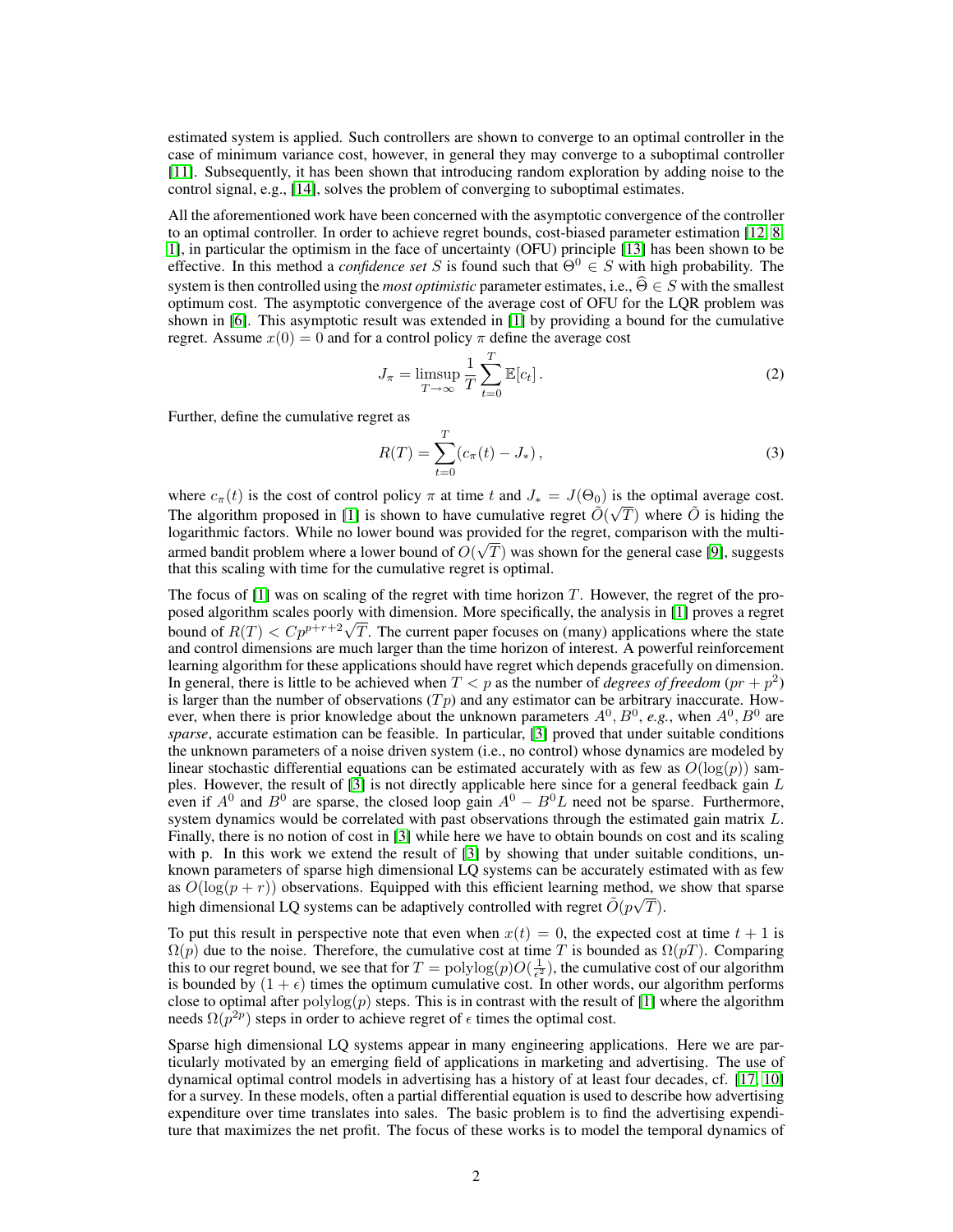estimated system is applied. Such controllers are shown to converge to an optimal controller in the case of minimum variance cost, however, in general they may converge to a suboptimal controller [11]. Subsequently, it has been shown that introducing random exploration by adding noise to the control signal, e.g., [14], solves the problem of converging to suboptimal estimates.

All the aforementioned work have been concerned with the asymptotic convergence of the controller to an optimal controller. In order to achieve regret bounds, cost-biased parameter estimation [12, 8, 1], in particular the optimism in the face of uncertainty (OFU) principle [13] has been shown to be effective. In this method a *confidence set* $S$ is found such that $\Theta^0 \in S$ with high probability. The system is then controlled using the *most optimistic* parameter estimates, i.e., $\widehat{\Theta} \in S$ with the smallest optimum cost. The asymptotic convergence of the average cost of OFU for the LQR problem was shown in [6]. This asymptotic result was extended in [1] by providing a bound for the cumulative regret. Assume $x(0) = 0$ and for a control policy $\pi$ define the average cost

$$J_\pi = \limsup_{T\to\infty} \frac{1}{T}\sum_{t=0}^{T} \mathbb{E}[c_t]\,. \tag{2}$$

Further, define the cumulative regret as

$$R(T) = \sum_{t=0}^{T} (c_\pi(t) - J_*)\,, \tag{3}$$

where $c_\pi(t)$ is the cost of control policy $\pi$ at time $t$ and $J_* = J(\Theta_0)$ is the optimal average cost. The algorithm proposed in [1] is shown to have cumulative regret $\tilde{O}(\sqrt{T})$ where $\tilde{O}$ is hiding the logarithmic factors. While no lower bound was provided for the regret, comparison with the multi-armed bandit problem where a lower bound of $O(\sqrt{T})$ was shown for the general case [9], suggests that this scaling with time for the cumulative regret is optimal.

The focus of [1] was on scaling of the regret with time horizon $T$. However, the regret of the proposed algorithm scales poorly with dimension. More specifically, the analysis in [1] proves a regret bound of $R(T) < Cp^{p+r+2}\sqrt{T}$. The current paper focuses on (many) applications where the state and control dimensions are much larger than the time horizon of interest. A powerful reinforcement learning algorithm for these applications should have regret which depends gracefully on dimension. In general, there is little to be achieved when $T < p$ as the number of *degrees of freedom* ($pr + p^2$) is larger than the number of observations ($Tp$) and any estimator can be arbitrary inaccurate. However, when there is prior knowledge about the unknown parameters $A^0, B^0$, *e.g.*, when $A^0, B^0$ are *sparse*, accurate estimation can be feasible. In particular, [3] proved that under suitable conditions the unknown parameters of a noise driven system (i.e., no control) whose dynamics are modeled by linear stochastic differential equations can be estimated accurately with as few as $O(\log(p))$ samples. However, the result of [3] is not directly applicable here since for a general feedback gain $L$ even if $A^0$ and $B^0$ are sparse, the closed loop gain $A^0 - B^0L$ need not be sparse. Furthermore, system dynamics would be correlated with past observations through the estimated gain matrix $L$. Finally, there is no notion of cost in [3] while here we have to obtain bounds on cost and its scaling with p. In this work we extend the result of [3] by showing that under suitable conditions, unknown parameters of sparse high dimensional LQ systems can be accurately estimated with as few as $O(\log(p + r))$ observations. Equipped with this efficient learning method, we show that sparse high dimensional LQ systems can be adaptively controlled with regret $\tilde{O}(p\sqrt{T})$.

To put this result in perspective note that even when $x(t) = 0$, the expected cost at time $t + 1$ is $\Omega(p)$ due to the noise. Therefore, the cumulative cost at time $T$ is bounded as $\Omega(pT)$. Comparing this to our regret bound, we see that for $T = \mathrm{polylog}(p)O(\frac{1}{\epsilon^2})$, the cumulative cost of our algorithm is bounded by $(1 + \epsilon)$ times the optimum cumulative cost. In other words, our algorithm performs close to optimal after $\mathrm{polylog}(p)$ steps. This is in contrast with the result of [1] where the algorithm needs $\Omega(p^{2p})$ steps in order to achieve regret of $\epsilon$ times the optimal cost.

Sparse high dimensional LQ systems appear in many engineering applications. Here we are particularly motivated by an emerging field of applications in marketing and advertising. The use of dynamical optimal control models in advertising has a history of at least four decades, cf. [17, 10] for a survey. In these models, often a partial differential equation is used to describe how advertising expenditure over time translates into sales. The basic problem is to find the advertising expenditure that maximizes the net profit. The focus of these works is to model the temporal dynamics of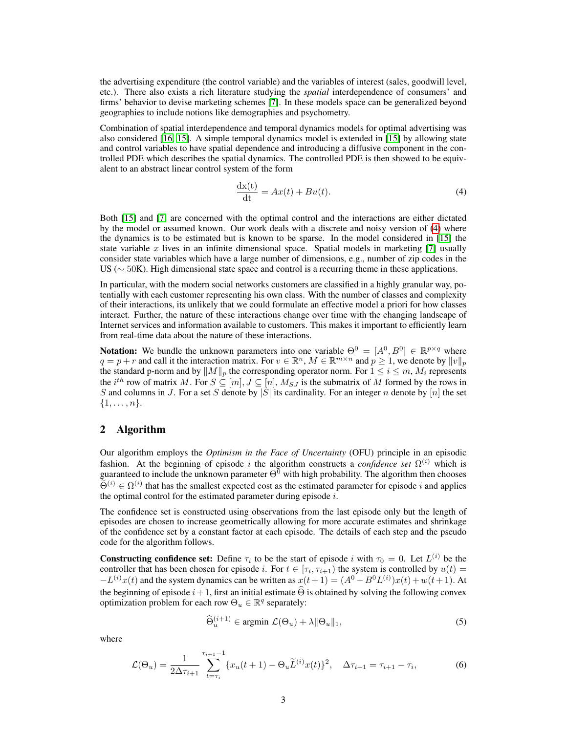the advertising expenditure (the control variable) and the variables of interest (sales, goodwill level, etc.). There also exists a rich literature studying the *spatial* interdependence of consumers' and firms' behavior to devise marketing schemes [7]. In these models space can be generalized beyond geographies to include notions like demographies and psychometry.

Combination of spatial interdependence and temporal dynamics models for optimal advertising was also considered [16, 15]. A simple temporal dynamics model is extended in [15] by allowing state and control variables to have spatial dependence and introducing a diffusive component in the controlled PDE which describes the spatial dynamics. The controlled PDE is then showed to be equivalent to an abstract linear control system of the form

$$\frac{\mathrm{dx(t)}}{\mathrm{dt}} = Ax(t) + Bu(t). \tag{4}$$

Both [15] and [7] are concerned with the optimal control and the interactions are either dictated by the model or assumed known. Our work deals with a discrete and noisy version of (4) where the dynamics is to be estimated but is known to be sparse. In the model considered in [15] the state variable $x$ lives in an infinite dimensional space. Spatial models in marketing [7] usually consider state variables which have a large number of dimensions, e.g., number of zip codes in the US ($\sim 50$K). High dimensional state space and control is a recurring theme in these applications.

In particular, with the modern social networks customers are classified in a highly granular way, potentially with each customer representing his own class. With the number of classes and complexity of their interactions, its unlikely that we could formulate an effective model a priori for how classes interact. Further, the nature of these interactions change over time with the changing landscape of Internet services and information available to customers. This makes it important to efficiently learn from real-time data about the nature of these interactions.

**Notation:** We bundle the unknown parameters into one variable $\Theta^0 = [A^0, B^0] \in \mathbb{R}^{p\times q}$ where $q = p + r$ and call it the interaction matrix. For $v \in \mathbb{R}^n$, $M \in \mathbb{R}^{m\times n}$ and $p \geq 1$, we denote by $\|v\|_p$ the standard p-norm and by $\|M\|_p$ the corresponding operator norm. For $1 \leq i \leq m$, $M_i$ represents the $i^{th}$ row of matrix $M$. For $S \subseteq [m]$, $J \subseteq [n]$, $M_{SJ}$ is the submatrix of $M$ formed by the rows in $S$ and columns in $J$. For a set $S$ denote by $|S|$ its cardinality. For an integer $n$ denote by $[n]$ the set $\{1, \dots, n\}$.

## 2 Algorithm

Our algorithm employs the *Optimism in the Face of Uncertainty* (OFU) principle in an episodic fashion. At the beginning of episode $i$ the algorithm constructs a *confidence set* $\Omega^{(i)}$ which is guaranteed to include the unknown parameter $\Theta^0$ with high probability. The algorithm then chooses $\widetilde{\Theta}^{(i)} \in \Omega^{(i)}$ that has the smallest expected cost as the estimated parameter for episode $i$ and applies the optimal control for the estimated parameter during episode $i$.

The confidence set is constructed using observations from the last episode only but the length of episodes are chosen to increase geometrically allowing for more accurate estimates and shrinkage of the confidence set by a constant factor at each episode. The details of each step and the pseudo code for the algorithm follows.

**Constructing confidence set:** Define $\tau_i$ to be the start of episode $i$ with $\tau_0 = 0$. Let $L^{(i)}$ be the controller that has been chosen for episode $i$. For $t \in [\tau_i, \tau_{i+1})$ the system is controlled by $u(t) = -L^{(i)}x(t)$ and the system dynamics can be written as $x(t+1) = (A^0 - B^0L^{(i)})x(t) + w(t+1)$. At the beginning of episode $i+1$, first an initial estimate $\widehat{\Theta}$ is obtained by solving the following convex optimization problem for each row $\Theta_u \in \mathbb{R}^q$ separately:

$$\widehat{\Theta}_u^{(i+1)} \in \operatorname{argmin}\ \mathcal{L}(\Theta_u) + \lambda\|\Theta_u\|_1, \tag{5}$$

where

$$\mathcal{L}(\Theta_u) = \frac{1}{2\Delta\tau_{i+1}} \sum_{t=\tau_i}^{\tau_{i+1}-1} \{x_u(t+1) - \Theta_u\widetilde{L}^{(i)}x(t)\}^2, \quad \Delta\tau_{i+1} = \tau_{i+1} - \tau_i, \tag{6}$$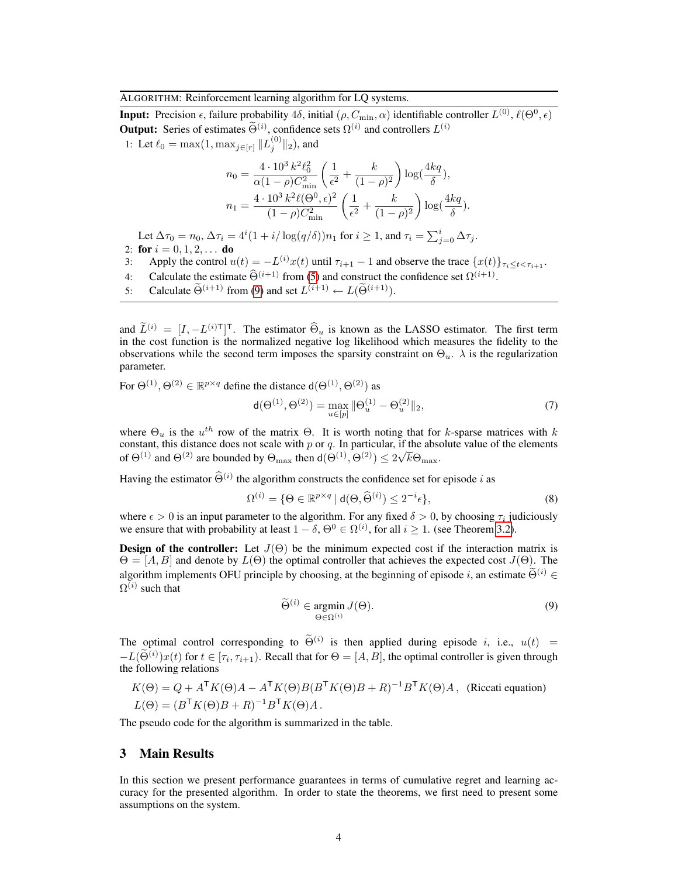ALGORITHM: Reinforcement learning algorithm for LQ systems.

**Input:** Precision $\epsilon$, failure probability $4\delta$, initial $(\rho, C_{\min}, \alpha)$ identifiable controller $L^{(0)}$, $\ell(\Theta^0, \epsilon)$

**Output:** Series of estimates $\widehat{\Theta}^{(i)}$, confidence sets $\Omega^{(i)}$ and controllers $L^{(i)}$

1: Let $\ell_0 = \max(1, \max_{j\in[r]} \|L_j^{(0)}\|_2)$, and

$$n_0 = \frac{4 \cdot 10^3\, k^2 \ell_0^2}{\alpha(1-\rho)C_{\min}^2}\left(\frac{1}{\epsilon^2} + \frac{k}{(1-\rho)^2}\right)\log(\frac{4kq}{\delta}),$$

$$n_1 = \frac{4 \cdot 10^3\, k^2 \ell(\Theta^0, \epsilon)^2}{(1-\rho)C_{\min}^2}\left(\frac{1}{\epsilon^2} + \frac{k}{(1-\rho)^2}\right)\log(\frac{4kq}{\delta}).$$

Let $\Delta\tau_0 = n_0$, $\Delta\tau_i = 4^i(1 + i/\log(q/\delta))n_1$ for $i \geq 1$, and $\tau_i = \sum_{j=0}^{i} \Delta\tau_j$.

2: **for** $i = 0, 1, 2, \ldots$ **do**

3: Apply the control $u(t) = -L^{(i)}x(t)$ until $\tau_{i+1} - 1$ and observe the trace $\{x(t)\}_{\tau_i \leq t < \tau_{i+1}}$.

4: Calculate the estimate $\widehat{\Theta}^{(i+1)}$ from (5) and construct the confidence set $\Omega^{(i+1)}$.

5: Calculate $\widetilde{\Theta}^{(i+1)}$ from (9) and set $L^{(i+1)} \leftarrow L(\widetilde{\Theta}^{(i+1)})$.

and $\widetilde{L}^{(i)} = [I, -L^{(i)\mathsf{T}}]^\mathsf{T}$. The estimator $\widehat{\Theta}_u$ is known as the LASSO estimator. The first term in the cost function is the normalized negative log likelihood which measures the fidelity to the observations while the second term imposes the sparsity constraint on $\Theta_u$. $\lambda$ is the regularization parameter.

For $\Theta^{(1)}, \Theta^{(2)} \in \mathbb{R}^{p\times q}$ define the distance $\mathsf{d}(\Theta^{(1)}, \Theta^{(2)})$ as

$$\mathsf{d}(\Theta^{(1)}, \Theta^{(2)}) = \max_{u\in[p]} \|\Theta_u^{(1)} - \Theta_u^{(2)}\|_2, \tag{7}$$

where $\Theta_u$ is the $u^{th}$ row of the matrix $\Theta$. It is worth noting that for $k$-sparse matrices with $k$ constant, this distance does not scale with $p$ or $q$. In particular, if the absolute value of the elements of $\Theta^{(1)}$ and $\Theta^{(2)}$ are bounded by $\Theta_{\max}$ then $\mathsf{d}(\Theta^{(1)}, \Theta^{(2)}) \leq 2\sqrt{k}\Theta_{\max}$.

Having the estimator $\widehat{\Theta}^{(i)}$ the algorithm constructs the confidence set for episode $i$ as

$$\Omega^{(i)} = \{\Theta \in \mathbb{R}^{p\times q} \mid \mathsf{d}(\Theta, \widehat{\Theta}^{(i)}) \leq 2^{-i}\epsilon\}, \tag{8}$$

where $\epsilon > 0$ is an input parameter to the algorithm. For any fixed $\delta > 0$, by choosing $\tau_i$ judiciously we ensure that with probability at least $1 - \delta$, $\Theta^0 \in \Omega^{(i)}$, for all $i \geq 1$. (see Theorem 3.2).

**Design of the controller:** Let $J(\Theta)$ be the minimum expected cost if the interaction matrix is $\Theta = [A, B]$ and denote by $L(\Theta)$ the optimal controller that achieves the expected cost $J(\Theta)$. The algorithm implements OFU principle by choosing, at the beginning of episode $i$, an estimate $\widetilde{\Theta}^{(i)} \in \Omega^{(i)}$ such that

$$\widetilde{\Theta}^{(i)} \in \underset{\Theta\in\Omega^{(i)}}{\operatorname{argmin}}\, J(\Theta). \tag{9}$$

The optimal control corresponding to $\widetilde{\Theta}^{(i)}$ is then applied during episode $i$, i.e., $u(t) = -L(\widetilde{\Theta}^{(i)})x(t)$ for $t \in [\tau_i, \tau_{i+1})$. Recall that for $\Theta = [A, B]$, the optimal controller is given through the following relations

$$K(\Theta) = Q + A^\mathsf{T} K(\Theta) A - A^\mathsf{T} K(\Theta) B (B^\mathsf{T} K(\Theta) B + R)^{-1} B^\mathsf{T} K(\Theta) A\,, \quad \text{(Riccati equation)}$$

$$L(\Theta) = (B^\mathsf{T} K(\Theta) B + R)^{-1} B^\mathsf{T} K(\Theta) A\,.$$

The pseudo code for the algorithm is summarized in the table.

## 3 Main Results

In this section we present performance guarantees in terms of cumulative regret and learning accuracy for the presented algorithm. In order to state the theorems, we first need to present some assumptions on the system.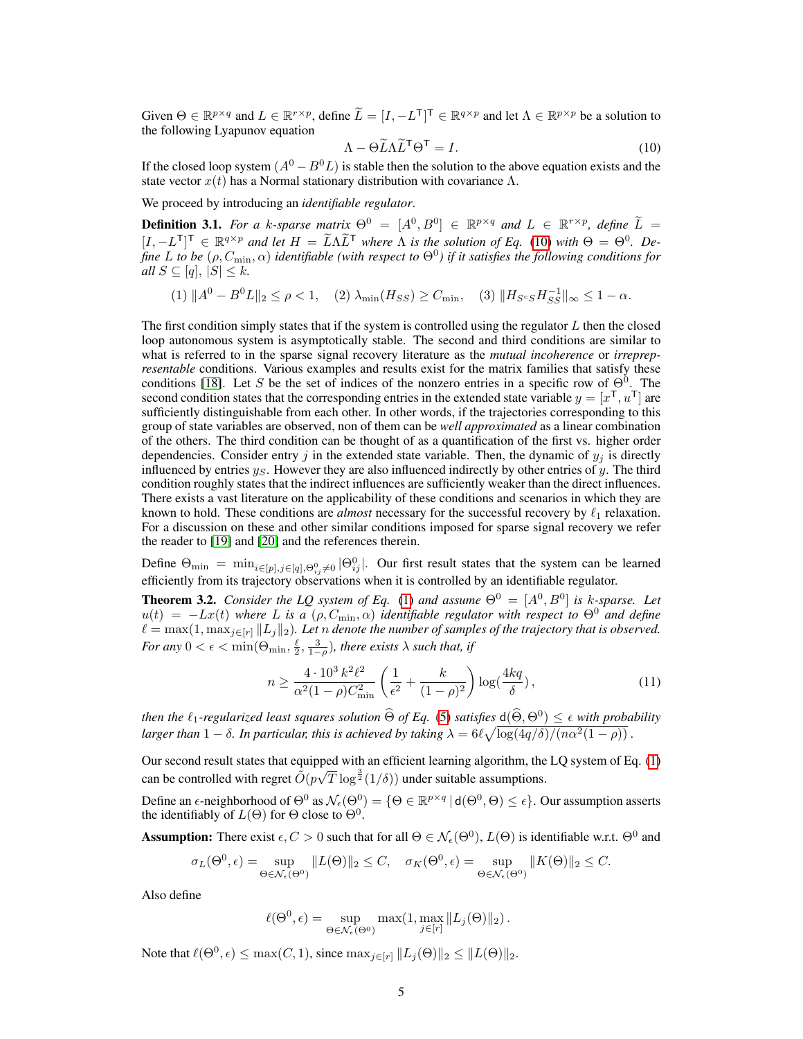Given $\Theta \in \mathbb{R}^{p\times q}$ and $L \in \mathbb{R}^{r\times p}$, define $\widetilde{L} = [I, -L^{\mathsf{T}}]^{\mathsf{T}} \in \mathbb{R}^{q\times p}$ and let $\Lambda \in \mathbb{R}^{p\times p}$ be a solution to the following Lyapunov equation

$$\Lambda - \Theta\widetilde{L}\Lambda\widetilde{L}^{\mathsf{T}}\Theta^{\mathsf{T}} = I. \tag{10}$$

If the closed loop system $(A^0 - B^0 L)$ is stable then the solution to the above equation exists and the state vector $x(t)$ has a Normal stationary distribution with covariance $\Lambda$.

We proceed by introducing an *identifiable regulator*.

**Definition 3.1.** *For a $k$-sparse matrix $\Theta^0 = [A^0, B^0] \in \mathbb{R}^{p\times q}$ and $L \in \mathbb{R}^{r\times p}$, define $\widetilde{L} = [I, -L^{\mathsf{T}}]^{\mathsf{T}} \in \mathbb{R}^{q\times p}$ and let $H = \widetilde{L}\Lambda\widetilde{L}^{\mathsf{T}}$ where $\Lambda$ is the solution of Eq. (10) with $\Theta = \Theta^0$. Define $L$ to be $(\rho, C_{\min}, \alpha)$ identifiable (with respect to $\Theta^0$) if it satisfies the following conditions for all $S \subseteq [q]$, $|S| \leq k$.*

$$(1)\ \|A^0 - B^0 L\|_2 \leq \rho < 1, \quad (2)\ \lambda_{\min}(H_{SS}) \geq C_{\min}, \quad (3)\ \|H_{S^cS}H_{SS}^{-1}\|_\infty \leq 1 - \alpha.$$

The first condition simply states that if the system is controlled using the regulator $L$ then the closed loop autonomous system is asymptotically stable. The second and third conditions are similar to what is referred to in the sparse signal recovery literature as the *mutual incoherence* or *irrepresentable* conditions. Various examples and results exist for the matrix families that satisfy these conditions [18]. Let $S$ be the set of indices of the nonzero entries in a specific row of $\Theta^0$. The second condition states that the corresponding entries in the extended state variable $y = [x^{\mathsf{T}}, u^{\mathsf{T}}]$ are sufficiently distinguishable from each other. In other words, if the trajectories corresponding to this group of state variables are observed, non of them can be *well approximated* as a linear combination of the others. The third condition can be thought of as a quantification of the first vs. higher order dependencies. Consider entry $j$ in the extended state variable. Then, the dynamic of $y_j$ is directly influenced by entries $y_S$. However they are also influenced indirectly by other entries of $y$. The third condition roughly states that the indirect influences are sufficiently weaker than the direct influences. There exists a vast literature on the applicability of these conditions and scenarios in which they are known to hold. These conditions are *almost* necessary for the successful recovery by $\ell_1$ relaxation. For a discussion on these and other similar conditions imposed for sparse signal recovery we refer the reader to [19] and [20] and the references therein.

Define $\Theta_{\min} = \min_{i\in[p], j\in[q], \Theta^0_{ij}\neq 0} |\Theta^0_{ij}|$. Our first result states that the system can be learned efficiently from its trajectory observations when it is controlled by an identifiable regulator.

**Theorem 3.2.** *Consider the LQ system of Eq. (1) and assume $\Theta^0 = [A^0, B^0]$ is $k$-sparse. Let $u(t) = -Lx(t)$ where $L$ is a $(\rho, C_{\min}, \alpha)$ identifiable regulator with respect to $\Theta^0$ and define $\ell = \max(1, \max_{j\in[r]} \|L_j\|_2)$. Let $n$ denote the number of samples of the trajectory that is observed. For any $0 < \epsilon < \min(\Theta_{\min}, \frac{\ell}{2}, \frac{3}{1-\rho})$, there exists $\lambda$ such that, if*

$$n \geq \frac{4\cdot 10^3\, k^2\ell^2}{\alpha^2(1-\rho)C_{\min}^2}\left(\frac{1}{\epsilon^2} + \frac{k}{(1-\rho)^2}\right)\log\left(\frac{4kq}{\delta}\right), \tag{11}$$

*then the $\ell_1$-regularized least squares solution $\widehat{\Theta}$ of Eq. (5) satisfies $\mathsf{d}(\widehat{\Theta}, \Theta^0) \leq \epsilon$ with probability larger than $1 - \delta$. In particular, this is achieved by taking $\lambda = 6\ell\sqrt{\log(4q/\delta)/(n\alpha^2(1-\rho))}$.*

Our second result states that equipped with an efficient learning algorithm, the LQ system of Eq. (1) can be controlled with regret $\tilde{O}(p\sqrt{T}\log^{\frac{3}{2}}(1/\delta))$ under suitable assumptions.

Define an $\epsilon$-neighborhood of $\Theta^0$ as $\mathcal{N}_\epsilon(\Theta^0) = \{\Theta \in \mathbb{R}^{p\times q} \,|\, \mathsf{d}(\Theta^0, \Theta) \leq \epsilon\}$. Our assumption asserts the identifiably of $L(\Theta)$ for $\Theta$ close to $\Theta^0$.

**Assumption:** There exist $\epsilon, C > 0$ such that for all $\Theta \in \mathcal{N}_\epsilon(\Theta^0)$, $L(\Theta)$ is identifiable w.r.t. $\Theta^0$ and

$$\sigma_L(\Theta^0, \epsilon) = \sup_{\Theta\in\mathcal{N}_\epsilon(\Theta^0)} \|L(\Theta)\|_2 \leq C, \quad \sigma_K(\Theta^0, \epsilon) = \sup_{\Theta\in\mathcal{N}_\epsilon(\Theta^0)} \|K(\Theta)\|_2 \leq C.$$

Also define

$$\ell(\Theta^0, \epsilon) = \sup_{\Theta\in\mathcal{N}_\epsilon(\Theta^0)} \max(1, \max_{j\in[r]} \|L_j(\Theta)\|_2)\,.$$

Note that $\ell(\Theta^0, \epsilon) \leq \max(C, 1)$, since $\max_{j\in[r]} \|L_j(\Theta)\|_2 \leq \|L(\Theta)\|_2$.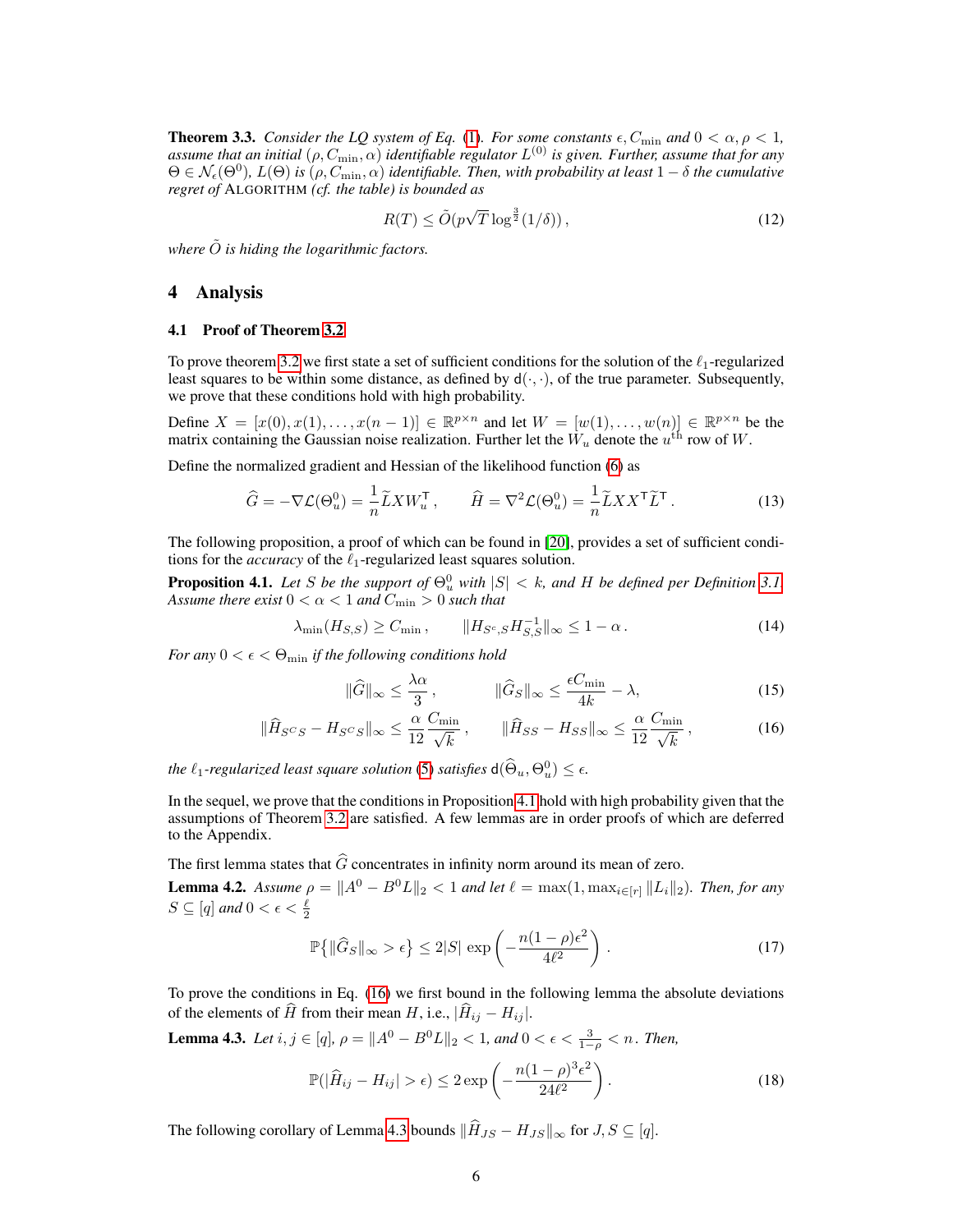**Theorem 3.3.** *Consider the LQ system of Eq. (1). For some constants $\epsilon, C_{\min}$ and $0 < \alpha, \rho < 1$, assume that an initial $(\rho, C_{\min}, \alpha)$ identifiable regulator $L^{(0)}$ is given. Further, assume that for any $\Theta \in \mathcal{N}_\epsilon(\Theta^0)$, $L(\Theta)$ is $(\rho, C_{\min}, \alpha)$ identifiable. Then, with probability at least $1 - \delta$ the cumulative regret of* ALGORITHM *(cf. the table) is bounded as*

$$R(T) \leq \tilde{O}(p\sqrt{T}\log^{\frac{3}{2}}(1/\delta))\,, \tag{12}$$

*where $\tilde{O}$ is hiding the logarithmic factors.*

## 4 Analysis

### 4.1 Proof of Theorem 3.2

To prove theorem 3.2 we first state a set of sufficient conditions for the solution of the $\ell_1$-regularized least squares to be within some distance, as defined by $\mathsf{d}(\cdot,\cdot)$, of the true parameter. Subsequently, we prove that these conditions hold with high probability.

Define $X = [x(0), x(1), \ldots, x(n-1)] \in \mathbb{R}^{p\times n}$ and let $W = [w(1), \ldots, w(n)] \in \mathbb{R}^{p\times n}$ be the matrix containing the Gaussian noise realization. Further let the $W_u$ denote the $u^{\text{th}}$ row of $W$.

Define the normalized gradient and Hessian of the likelihood function (6) as

$$\widehat{G} = -\nabla\mathcal{L}(\Theta_u^0) = \frac{1}{n}\widetilde{L}XW_u^{\mathsf{T}}\,, \qquad \widehat{H} = \nabla^2\mathcal{L}(\Theta_u^0) = \frac{1}{n}\widetilde{L}XX^{\mathsf{T}}\widetilde{L}^{\mathsf{T}}\,. \tag{13}$$

The following proposition, a proof of which can be found in [20], provides a set of sufficient conditions for the *accuracy* of the $\ell_1$-regularized least squares solution.

**Proposition 4.1.** *Let $S$ be the support of $\Theta_u^0$ with $|S| < k$, and $H$ be defined per Definition 3.1. Assume there exist $0 < \alpha < 1$ and $C_{\min} > 0$ such that*

$$\lambda_{\min}(H_{S,S}) \geq C_{\min}\,, \qquad \|H_{S^c,S}H_{S,S}^{-1}\|_\infty \leq 1 - \alpha\,. \tag{14}$$

*For any $0 < \epsilon < \Theta_{\min}$ if the following conditions hold*

$$\|\widehat{G}\|_\infty \leq \frac{\lambda\alpha}{3}\,, \qquad \|\widehat{G}_S\|_\infty \leq \frac{\epsilon C_{\min}}{4k} - \lambda, \tag{15}$$

$$\|\widehat{H}_{S^CS} - H_{S^CS}\|_\infty \leq \frac{\alpha}{12}\frac{C_{\min}}{\sqrt{k}}\,, \qquad \|\widehat{H}_{SS} - H_{SS}\|_\infty \leq \frac{\alpha}{12}\frac{C_{\min}}{\sqrt{k}}\,, \tag{16}$$

*the $\ell_1$-regularized least square solution (5) satisfies $\mathsf{d}(\widehat{\Theta}_u, \Theta_u^0) \leq \epsilon$.*

In the sequel, we prove that the conditions in Proposition 4.1 hold with high probability given that the assumptions of Theorem 3.2 are satisfied. A few lemmas are in order proofs of which are deferred to the Appendix.

The first lemma states that $\widehat{G}$ concentrates in infinity norm around its mean of zero.

**Lemma 4.2.** *Assume $\rho = \|A^0 - B^0L\|_2 < 1$ and let $\ell = \max(1, \max_{i\in[r]}\|L_i\|_2)$. Then, for any $S \subseteq [q]$ and $0 < \epsilon < \frac{\ell}{2}$*

$$\mathbb{P}\big\{\|\widehat{G}_S\|_\infty > \epsilon\big\} \leq 2|S|\,\exp\left(-\frac{n(1-\rho)\epsilon^2}{4\ell^2}\right)\,. \tag{17}$$

To prove the conditions in Eq. (16) we first bound in the following lemma the absolute deviations of the elements of $\widehat{H}$ from their mean $H$, i.e., $|\widehat{H}_{ij} - H_{ij}|$.

**Lemma 4.3.** *Let $i, j \in [q]$, $\rho = \|A^0 - B^0L\|_2 < 1$, and $0 < \epsilon < \frac{3}{1-\rho} < n$. Then,*

$$\mathbb{P}(|\widehat{H}_{ij} - H_{ij}| > \epsilon) \leq 2\exp\left(-\frac{n(1-\rho)^3\epsilon^2}{24\ell^2}\right)\,. \tag{18}$$

The following corollary of Lemma 4.3 bounds $\|\widehat{H}_{JS} - H_{JS}\|_\infty$ for $J, S \subseteq [q]$.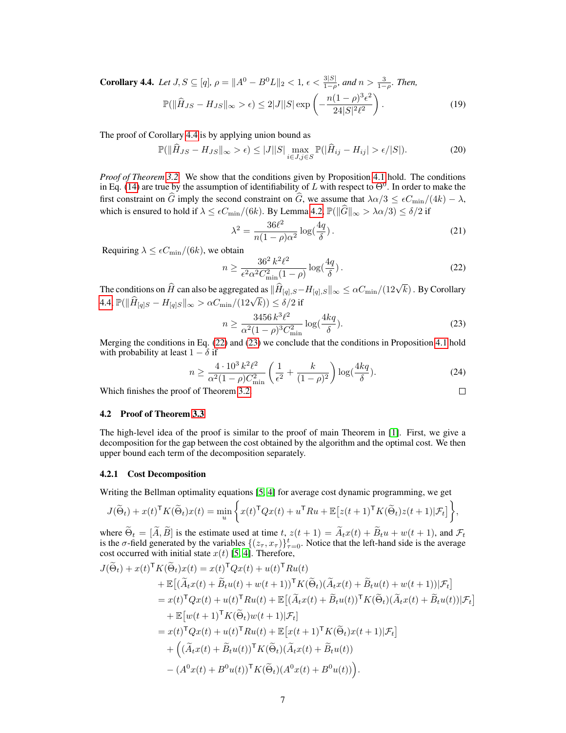**Corollary 4.4.** *Let $J, S \subseteq [q]$, $\rho = \|A^0 - B^0 L\|_2 < 1$, $\epsilon < \frac{3|S|}{1-\rho}$, and $n > \frac{3}{1-\rho}$. Then,*

$$\mathbb{P}(\|\widehat{H}_{JS} - H_{JS}\|_\infty > \epsilon) \leq 2|J||S| \exp\left(-\frac{n(1-\rho)^3\epsilon^2}{24|S|^2\ell^2}\right). \tag{19}$$

The proof of Corollary 4.4 is by applying union bound as

$$\mathbb{P}(\|\widehat{H}_{JS} - H_{JS}\|_\infty > \epsilon) \leq |J||S| \max_{i\in J, j\in S} \mathbb{P}(|\widehat{H}_{ij} - H_{ij}| > \epsilon/|S|). \tag{20}$$

*Proof of Theorem 3.2.* We show that the conditions given by Proposition 4.1 hold. The conditions in Eq. (14) are true by the assumption of identifiability of $L$ with respect to $\Theta^0$. In order to make the first constraint on $\widehat{G}$ imply the second constraint on $\widehat{G}$, we assume that $\lambda\alpha/3 \leq \epsilon C_{\min}/(4k) - \lambda$, which is ensured to hold if $\lambda \leq \epsilon C_{\min}/(6k)$. By Lemma 4.2, $\mathbb{P}(\|\widehat{G}\|_\infty > \lambda\alpha/3) \leq \delta/2$ if

$$\lambda^2 = \frac{36\ell^2}{n(1-\rho)\alpha^2} \log(\frac{4q}{\delta}). \tag{21}$$

Requiring $\lambda \leq \epsilon C_{\min}/(6k)$, we obtain

$$n \geq \frac{36^2\, k^2\ell^2}{\epsilon^2\alpha^2 C_{\min}^2 (1-\rho)} \log(\frac{4q}{\delta}). \tag{22}$$

The conditions on $\widehat{H}$ can also be aggregated as $\|\widehat{H}_{[q],S} - H_{[q],S}\|_\infty \leq \alpha C_{\min}/(12\sqrt{k})$. By Corollary 4.4, $\mathbb{P}(\|\widehat{H}_{[q]S} - H_{[q]S}\|_\infty > \alpha C_{\min}/(12\sqrt{k})) \leq \delta/2$ if

$$n \geq \frac{3456\, k^3\ell^2}{\alpha^2(1-\rho)^3 C_{\min}^2} \log(\frac{4kq}{\delta}). \tag{23}$$

Merging the conditions in Eq. (22) and (23) we conclude that the conditions in Proposition 4.1 hold with probability at least $1-\delta$ if

$$n \geq \frac{4\cdot 10^3\, k^2\ell^2}{\alpha^2(1-\rho) C_{\min}^2}\left(\frac{1}{\epsilon^2} + \frac{k}{(1-\rho)^2}\right) \log(\frac{4kq}{\delta}). \tag{24}$$

Which finishes the proof of Theorem 3.2. □

## 4.2 Proof of Theorem 3.3

The high-level idea of the proof is similar to the proof of main Theorem in [1]. First, we give a decomposition for the gap between the cost obtained by the algorithm and the optimal cost. We then upper bound each term of the decomposition separately.

### 4.2.1 Cost Decomposition

Writing the Bellman optimality equations [5, 4] for average cost dynamic programming, we get

$$J(\widetilde{\Theta}_t) + x(t)^\mathsf{T} K(\widetilde{\Theta}_t)x(t) = \min_u \left\{ x(t)^\mathsf{T} Q x(t) + u^\mathsf{T} R u + \mathbb{E}\big[z(t+1)^\mathsf{T} K(\widetilde{\Theta}_t) z(t+1)|\mathcal{F}_t\big]\right\},$$

where $\widetilde{\Theta}_t = [\widetilde{A}, \widetilde{B}]$ is the estimate used at time $t$, $z(t+1) = \widetilde{A}_t x(t) + \widetilde{B}_t u + w(t+1)$, and $\mathcal{F}_t$ is the $\sigma$-field generated by the variables $\{(z_\tau, x_\tau)\}_{\tau=0}^t$. Notice that the left-hand side is the average cost occurred with initial state $x(t)$ [5, 4]. Therefore,

$$\begin{aligned}
J(\widetilde{\Theta}_t) + x(t)^\mathsf{T} K(\widetilde{\Theta}_t)x(t) &= x(t)^\mathsf{T} Q x(t) + u(t)^\mathsf{T} R u(t) \\
&\quad + \mathbb{E}\big[(\widetilde{A}_t x(t) + \widetilde{B}_t u(t) + w(t+1))^\mathsf{T} K(\widetilde{\Theta}_t)(\widetilde{A}_t x(t) + \widetilde{B}_t u(t) + w(t+1))|\mathcal{F}_t\big] \\
&= x(t)^\mathsf{T} Q x(t) + u(t)^\mathsf{T} R u(t) + \mathbb{E}\big[(\widetilde{A}_t x(t) + \widetilde{B}_t u(t))^\mathsf{T} K(\widetilde{\Theta}_t)(\widetilde{A}_t x(t) + \widetilde{B}_t u(t))|\mathcal{F}_t\big] \\
&\quad + \mathbb{E}\big[w(t+1)^\mathsf{T} K(\widetilde{\Theta}_t) w(t+1)|\mathcal{F}_t\big] \\
&= x(t)^\mathsf{T} Q x(t) + u(t)^\mathsf{T} R u(t) + \mathbb{E}\big[x(t+1)^\mathsf{T} K(\widetilde{\Theta}_t) x(t+1)|\mathcal{F}_t\big] \\
&\quad + \Big((\widetilde{A}_t x(t) + \widetilde{B}_t u(t))^\mathsf{T} K(\widetilde{\Theta}_t)(\widetilde{A}_t x(t) + \widetilde{B}_t u(t)) \\
&\quad - (A^0 x(t) + B^0 u(t))^\mathsf{T} K(\widetilde{\Theta}_t)(A^0 x(t) + B^0 u(t))\Big).
\end{aligned}$$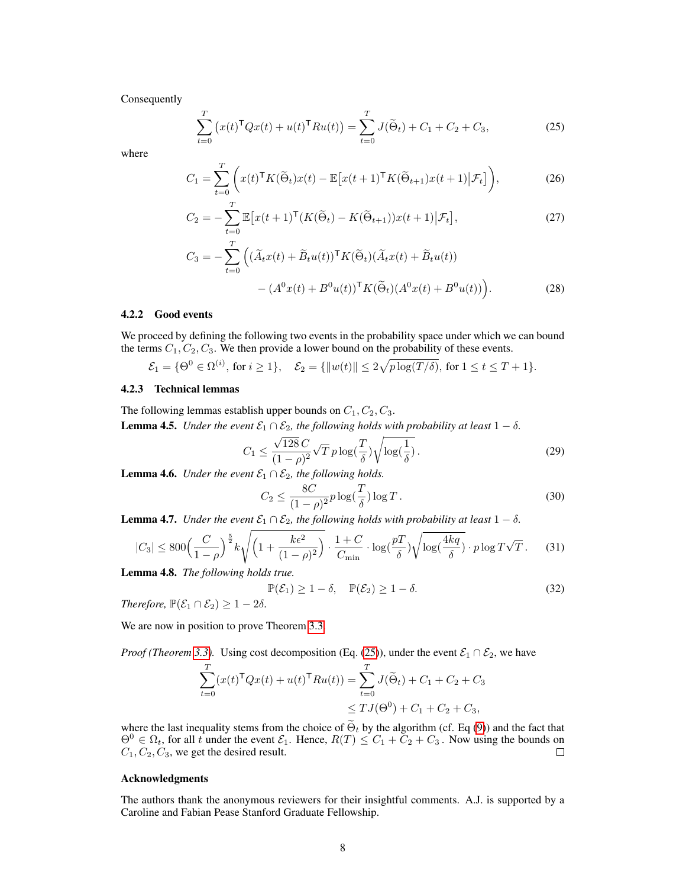Consequently

$$
\sum_{t=0}^{T} \left( x(t)^\mathsf{T} Q x(t) + u(t)^\mathsf{T} R u(t) \right) = \sum_{t=0}^{T} J(\widetilde{\Theta}_t) + C_1 + C_2 + C_3, \tag{25}
$$

where

$$
C_1 = \sum_{t=0}^{T} \left( x(t)^\mathsf{T} K(\widetilde{\Theta}_t) x(t) - \mathbb{E}\big[x(t+1)^\mathsf{T} K(\widetilde{\Theta}_{t+1}) x(t+1) \big| \mathcal{F}_t\big] \right), \tag{26}
$$

$$
C_2 = -\sum_{t=0}^{T} \mathbb{E}\big[x(t+1)^\mathsf{T} (K(\widetilde{\Theta}_t) - K(\widetilde{\Theta}_{t+1})) x(t+1) \big| \mathcal{F}_t\big], \tag{27}
$$

$$
\begin{aligned}
C_3 = -\sum_{t=0}^{T} \Big( &(\widetilde{A}_t x(t) + \widetilde{B}_t u(t))^\mathsf{T} K(\widetilde{\Theta}_t)(\widetilde{A}_t x(t) + \widetilde{B}_t u(t)) \\
&- (A^0 x(t) + B^0 u(t))^\mathsf{T} K(\widetilde{\Theta}_t)(A^0 x(t) + B^0 u(t)) \Big).
\end{aligned} \tag{28}
$$

### 4.2.2 Good events

We proceed by defining the following two events in the probability space under which we can bound the terms $C_1, C_2, C_3$. We then provide a lower bound on the probability of these events.

$$
\mathcal{E}_1 = \{\Theta^0 \in \Omega^{(i)}, \text{ for } i \geq 1\}, \quad \mathcal{E}_2 = \{\|w(t)\| \leq 2\sqrt{p \log(T/\delta)}, \text{ for } 1 \leq t \leq T+1\}.
$$

### 4.2.3 Technical lemmas

The following lemmas establish upper bounds on $C_1, C_2, C_3$.

**Lemma 4.5.** *Under the event $\mathcal{E}_1 \cap \mathcal{E}_2$, the following holds with probability at least $1-\delta$.*

$$
C_1 \leq \frac{\sqrt{128}\, C}{(1-\rho)^2} \sqrt{T}\, p \log(\frac{T}{\delta}) \sqrt{\log(\frac{1}{\delta})}\,. \tag{29}
$$

**Lemma 4.6.** *Under the event $\mathcal{E}_1 \cap \mathcal{E}_2$, the following holds.*

$$
C_2 \leq \frac{8C}{(1-\rho)^2} p \log(\frac{T}{\delta}) \log T\,. \tag{30}
$$

**Lemma 4.7.** *Under the event $\mathcal{E}_1 \cap \mathcal{E}_2$, the following holds with probability at least $1-\delta$.*

$$
|C_3| \leq 800\Big(\frac{C}{1-\rho}\Big)^{\frac{5}{2}} k \sqrt{\Big(1 + \frac{k\epsilon^2}{(1-\rho)^2}\Big)} \cdot \frac{1+C}{C_{\min}} \cdot \log(\frac{pT}{\delta}) \sqrt{\log(\frac{4kq}{\delta})} \cdot p \log T \sqrt{T}\,. \tag{31}
$$

**Lemma 4.8.** *The following holds true.*

$$
\mathbb{P}(\mathcal{E}_1) \geq 1-\delta, \quad \mathbb{P}(\mathcal{E}_2) \geq 1-\delta. \tag{32}
$$

*Therefore, $\mathbb{P}(\mathcal{E}_1 \cap \mathcal{E}_2) \geq 1-2\delta$.*

We are now in position to prove Theorem 3.3.

*Proof (Theorem 3.3).* Using cost decomposition (Eq. (25)), under the event $\mathcal{E}_1 \cap \mathcal{E}_2$, we have

$$
\begin{aligned}
\sum_{t=0}^{T} (x(t)^\mathsf{T} Q x(t) + u(t)^\mathsf{T} R u(t)) &= \sum_{t=0}^{T} J(\widetilde{\Theta}_t) + C_1 + C_2 + C_3 \\
&\leq T J(\Theta^0) + C_1 + C_2 + C_3,
\end{aligned}
$$

where the last inequality stems from the choice of $\widetilde{\Theta}_t$ by the algorithm (cf. Eq (9)) and the fact that $\Theta^0 \in \Omega_t$, for all $t$ under the event $\mathcal{E}_1$. Hence, $R(T) \leq C_1 + C_2 + C_3$. Now using the bounds on $C_1, C_2, C_3$, we get the desired result. □

**Acknowledgments**

The authors thank the anonymous reviewers for their insightful comments. A.J. is supported by a Caroline and Fabian Pease Stanford Graduate Fellowship.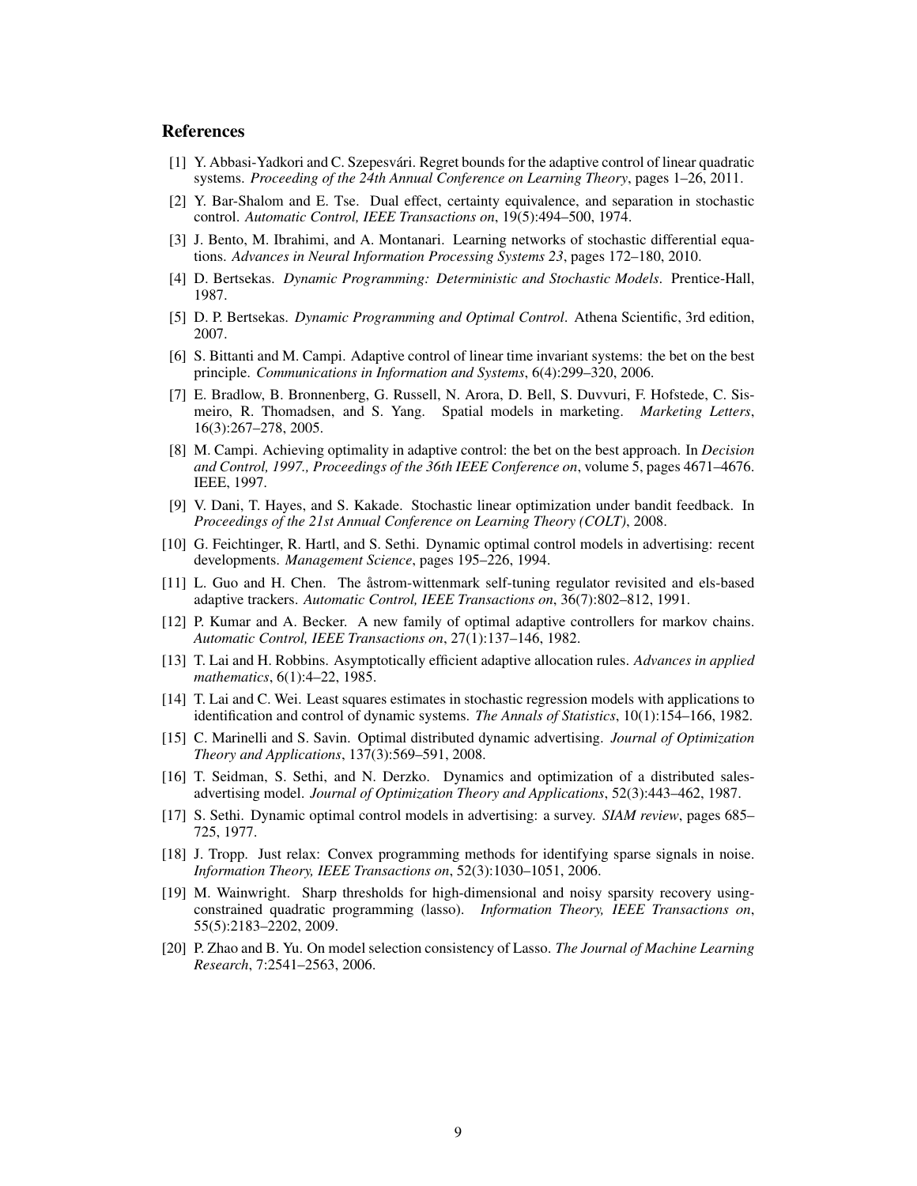## References

[1] Y. Abbasi-Yadkori and C. Szepesvári. Regret bounds for the adaptive control of linear quadratic systems. *Proceeding of the 24th Annual Conference on Learning Theory*, pages 1–26, 2011.

[2] Y. Bar-Shalom and E. Tse. Dual effect, certainty equivalence, and separation in stochastic control. *Automatic Control, IEEE Transactions on*, 19(5):494–500, 1974.

[3] J. Bento, M. Ibrahimi, and A. Montanari. Learning networks of stochastic differential equations. *Advances in Neural Information Processing Systems 23*, pages 172–180, 2010.

[4] D. Bertsekas. *Dynamic Programming: Deterministic and Stochastic Models*. Prentice-Hall, 1987.

[5] D. P. Bertsekas. *Dynamic Programming and Optimal Control*. Athena Scientific, 3rd edition, 2007.

[6] S. Bittanti and M. Campi. Adaptive control of linear time invariant systems: the bet on the best principle. *Communications in Information and Systems*, 6(4):299–320, 2006.

[7] E. Bradlow, B. Bronnenberg, G. Russell, N. Arora, D. Bell, S. Duvvuri, F. Hofstede, C. Sismeiro, R. Thomadsen, and S. Yang. Spatial models in marketing. *Marketing Letters*, 16(3):267–278, 2005.

[8] M. Campi. Achieving optimality in adaptive control: the bet on the best approach. In *Decision and Control, 1997., Proceedings of the 36th IEEE Conference on*, volume 5, pages 4671–4676. IEEE, 1997.

[9] V. Dani, T. Hayes, and S. Kakade. Stochastic linear optimization under bandit feedback. In *Proceedings of the 21st Annual Conference on Learning Theory (COLT)*, 2008.

[10] G. Feichtinger, R. Hartl, and S. Sethi. Dynamic optimal control models in advertising: recent developments. *Management Science*, pages 195–226, 1994.

[11] L. Guo and H. Chen. The åstrom-wittenmark self-tuning regulator revisited and els-based adaptive trackers. *Automatic Control, IEEE Transactions on*, 36(7):802–812, 1991.

[12] P. Kumar and A. Becker. A new family of optimal adaptive controllers for markov chains. *Automatic Control, IEEE Transactions on*, 27(1):137–146, 1982.

[13] T. Lai and H. Robbins. Asymptotically efficient adaptive allocation rules. *Advances in applied mathematics*, 6(1):4–22, 1985.

[14] T. Lai and C. Wei. Least squares estimates in stochastic regression models with applications to identification and control of dynamic systems. *The Annals of Statistics*, 10(1):154–166, 1982.

[15] C. Marinelli and S. Savin. Optimal distributed dynamic advertising. *Journal of Optimization Theory and Applications*, 137(3):569–591, 2008.

[16] T. Seidman, S. Sethi, and N. Derzko. Dynamics and optimization of a distributed sales-advertising model. *Journal of Optimization Theory and Applications*, 52(3):443–462, 1987.

[17] S. Sethi. Dynamic optimal control models in advertising: a survey. *SIAM review*, pages 685–725, 1977.

[18] J. Tropp. Just relax: Convex programming methods for identifying sparse signals in noise. *Information Theory, IEEE Transactions on*, 52(3):1030–1051, 2006.

[19] M. Wainwright. Sharp thresholds for high-dimensional and noisy sparsity recovery using-constrained quadratic programming (lasso). *Information Theory, IEEE Transactions on*, 55(5):2183–2202, 2009.

[20] P. Zhao and B. Yu. On model selection consistency of Lasso. *The Journal of Machine Learning Research*, 7:2541–2563, 2006.